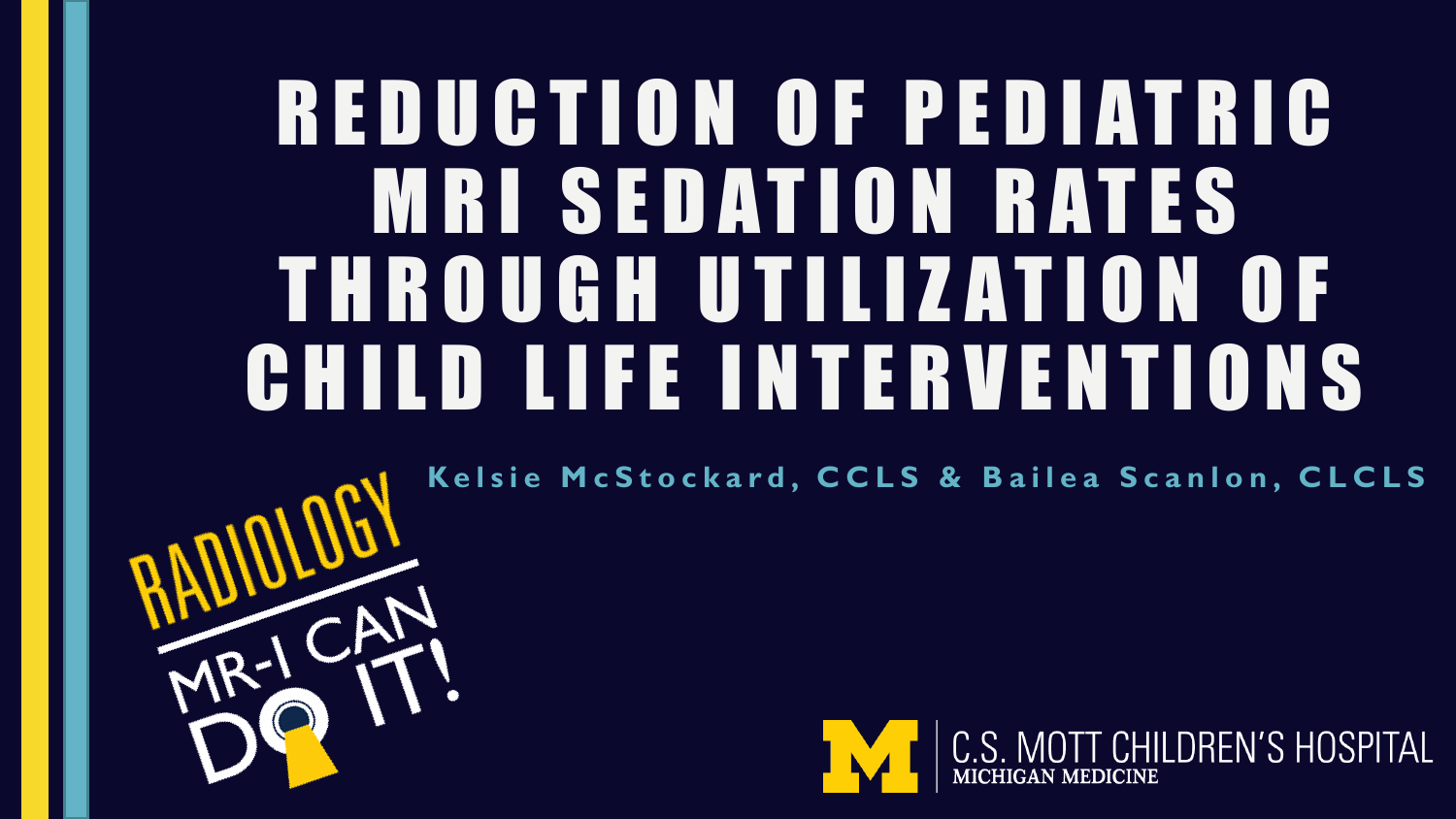# REDUCTION OF PEDIATRIC MRI SEDATION RATES THROUGH UTILIZATION OF CHILD LIFE INTERVENTIONS

Kelsie McStockard, CCLS & Bailea Scanlon, CLCLS

RADIOLOGY

MR-I CAN DO IT!

C.S. MOTT CHILDREN'S HOSPITAL
MICHIGAN MEDICINE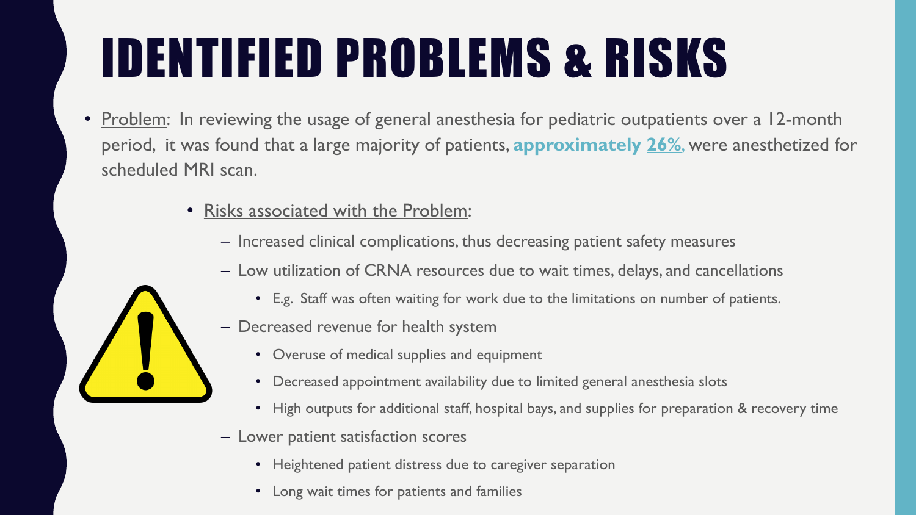# IDENTIFIED PROBLEMS & RISKS

- Problem: In reviewing the usage of general anesthesia for pediatric outpatients over a 12-month period, it was found that a large majority of patients, **approximately 26%,** were anesthetized for scheduled MRI scan.
  - Risks associated with the Problem:
    - Increased clinical complications, thus decreasing patient safety measures
    - Low utilization of CRNA resources due to wait times, delays, and cancellations
      - E.g. Staff was often waiting for work due to the limitations on number of patients.
    - Decreased revenue for health system
      - Overuse of medical supplies and equipment
      - Decreased appointment availability due to limited general anesthesia slots
      - High outputs for additional staff, hospital bays, and supplies for preparation & recovery time
    - Lower patient satisfaction scores
      - Heightened patient distress due to caregiver separation
      - Long wait times for patients and families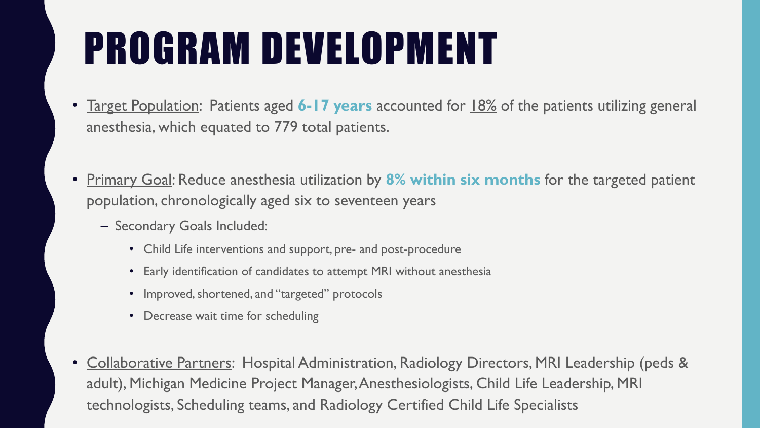# PROGRAM DEVELOPMENT

- Target Population: Patients aged **6-17 years** accounted for 18% of the patients utilizing general anesthesia, which equated to 779 total patients.

- Primary Goal: Reduce anesthesia utilization by **8% within six months** for the targeted patient population, chronologically aged six to seventeen years
  - Secondary Goals Included:
    - Child Life interventions and support, pre- and post-procedure
    - Early identification of candidates to attempt MRI without anesthesia
    - Improved, shortened, and "targeted" protocols
    - Decrease wait time for scheduling

- Collaborative Partners: Hospital Administration, Radiology Directors, MRI Leadership (peds & adult), Michigan Medicine Project Manager, Anesthesiologists, Child Life Leadership, MRI technologists, Scheduling teams, and Radiology Certified Child Life Specialists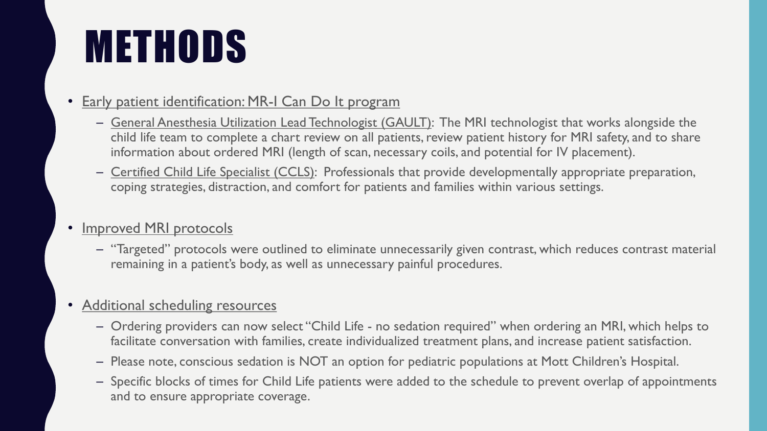# METHODS

- Early patient identification: MR-I Can Do It program
  - General Anesthesia Utilization Lead Technologist (GAULT): The MRI technologist that works alongside the child life team to complete a chart review on all patients, review patient history for MRI safety, and to share information about ordered MRI (length of scan, necessary coils, and potential for IV placement).
  - Certified Child Life Specialist (CCLS): Professionals that provide developmentally appropriate preparation, coping strategies, distraction, and comfort for patients and families within various settings.
- Improved MRI protocols
  - "Targeted" protocols were outlined to eliminate unnecessarily given contrast, which reduces contrast material remaining in a patient's body, as well as unnecessary painful procedures.
- Additional scheduling resources
  - Ordering providers can now select "Child Life - no sedation required" when ordering an MRI, which helps to facilitate conversation with families, create individualized treatment plans, and increase patient satisfaction.
  - Please note, conscious sedation is NOT an option for pediatric populations at Mott Children's Hospital.
  - Specific blocks of times for Child Life patients were added to the schedule to prevent overlap of appointments and to ensure appropriate coverage.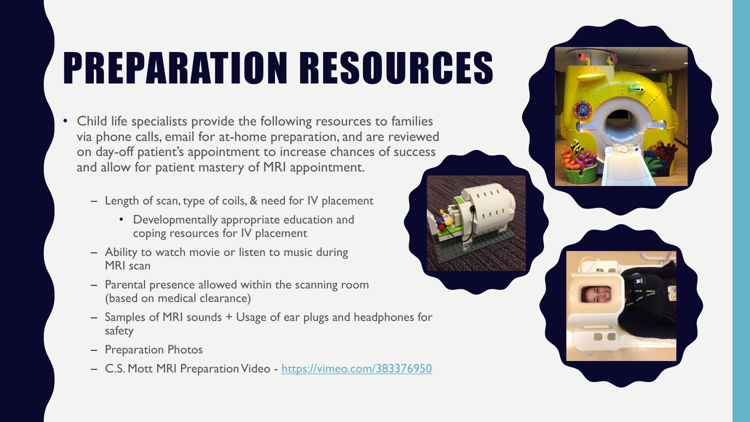# PREPARATION RESOURCES

- Child life specialists provide the following resources to families via phone calls, email for at-home preparation, and are reviewed on day-off patient's appointment to increase chances of success and allow for patient mastery of MRI appointment.
  - Length of scan, type of coils, & need for IV placement
    - Developmentally appropriate education and coping resources for IV placement
  - Ability to watch movie or listen to music during MRI scan
  - Parental presence allowed within the scanning room (based on medical clearance)
  - Samples of MRI sounds + Usage of ear plugs and headphones for safety
  - Preparation Photos
  - C.S. Mott MRI Preparation Video - [https://vimeo.com/383376950](https://vimeo.com/383376950)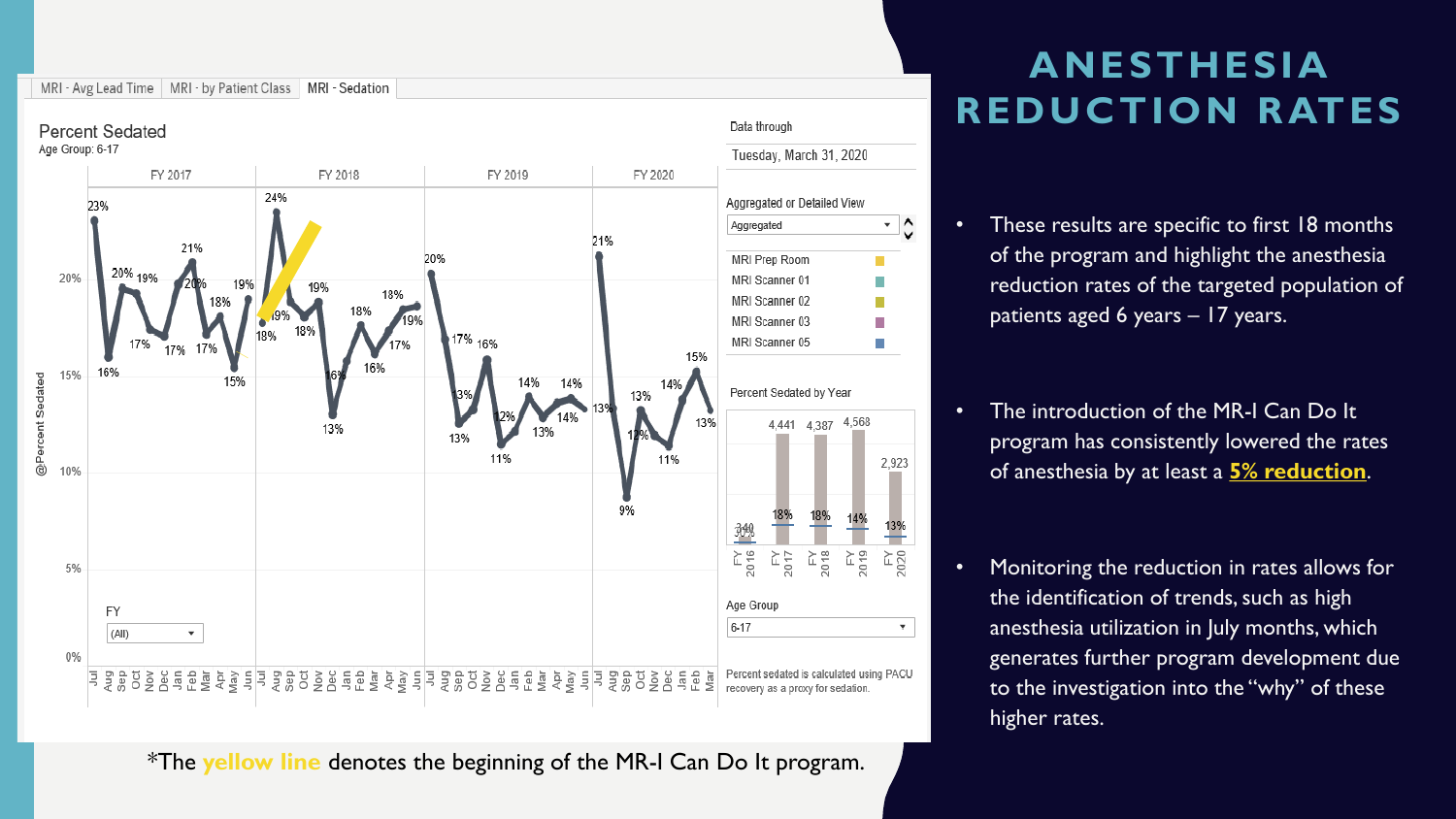# ANESTHESIA REDUCTION RATES

- These results are specific to first 18 months of the program and highlight the anesthesia reduction rates of the targeted population of patients aged 6 years – 17 years.
- The introduction of the MR-I Can Do It program has consistently lowered the rates of anesthesia by at least a **5% reduction**.
- Monitoring the reduction in rates allows for the identification of trends, such as high anesthesia utilization in July months, which generates further program development due to the investigation into the "why" of these higher rates.

MRI - Avg Lead Time | MRI - by Patient Class | MRI - Sedation

**Percent Sedated**

Age Group: 6-17

Data through: Tuesday, March 31, 2020

Percent sedated is calculated using PACU recovery as a proxy for sedation.

*The yellow line denotes the beginning of the MR-I Can Do It program.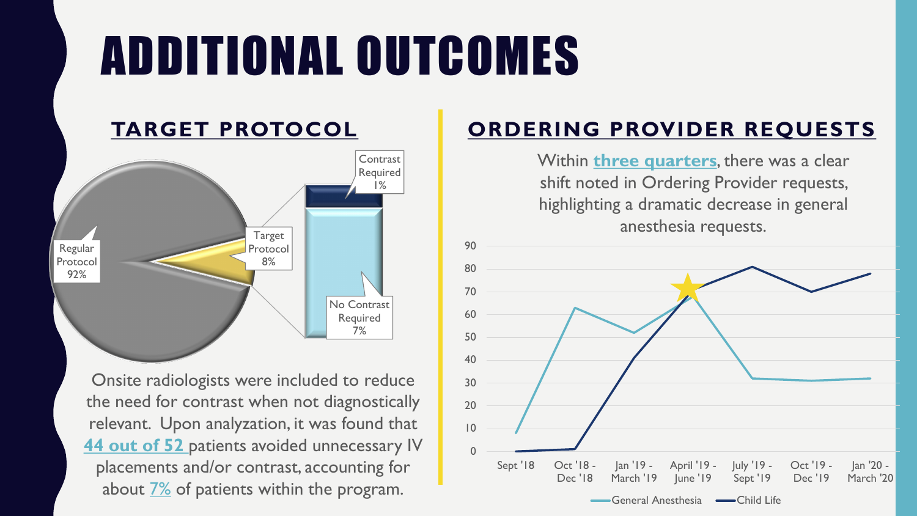# ADDITIONAL OUTCOMES

## TARGET PROTOCOL

Regular Protocol 92%

Target Protocol 8%

Contrast Required 1%

No Contrast Required 7%

Onsite radiologists were included to reduce the need for contrast when not diagnostically relevant. Upon analyzation, it was found that **44 out of 52** patients avoided unnecessary IV placements and/or contrast, accounting for about 7% of patients within the program.

## ORDERING PROVIDER REQUESTS

Within **three quarters**, there was a clear shift noted in Ordering Provider requests, highlighting a dramatic decrease in general anesthesia requests.

| | Sept '18 | Oct '18 - Dec '18 | Jan '19 - March '19 | April '19 - June '19 | July '19 - Sept '19 | Oct '19 - Dec '19 | Jan '20 - March '20 |
|---|---|---|---|---|---|---|---|
| General Anesthesia | 8 | 63 | 52 | 68 | 32 | 31 | 32 |
| Child Life | 0 | 1 | 41 | 71 | 81 | 70 | 78 |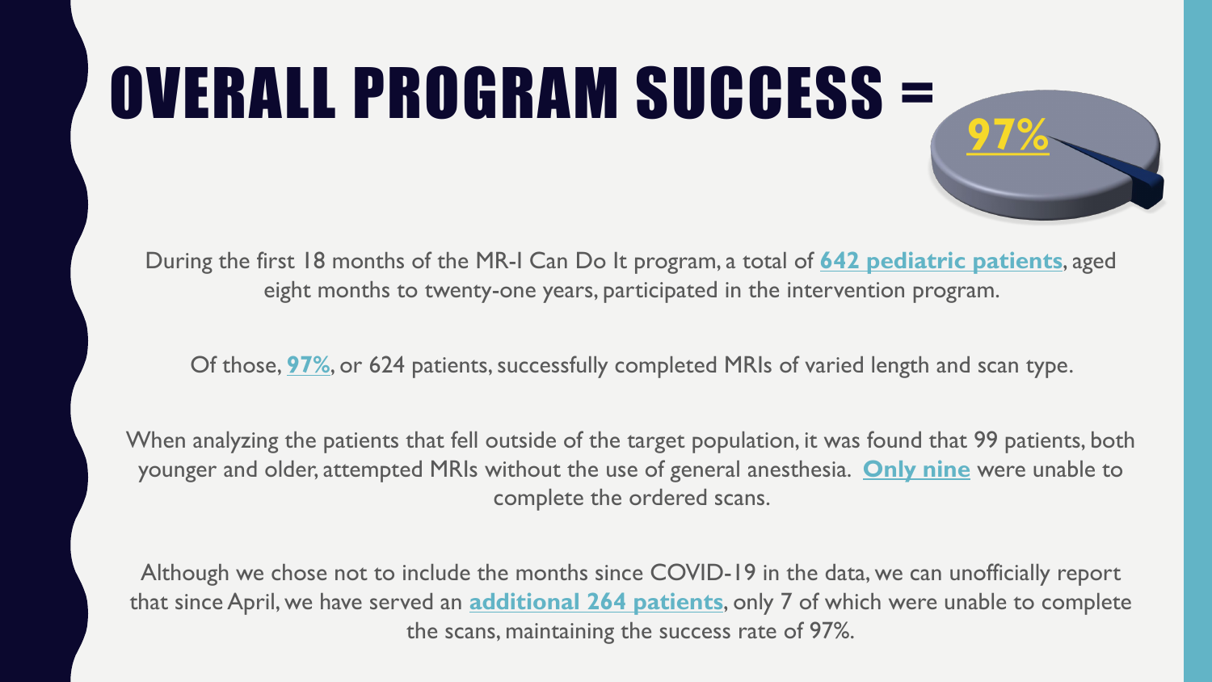# OVERALL PROGRAM SUCCESS = 97%

During the first 18 months of the MR-I Can Do It program, a total of **642 pediatric patients**, aged eight months to twenty-one years, participated in the intervention program.

Of those, **97%**, or 624 patients, successfully completed MRIs of varied length and scan type.

When analyzing the patients that fell outside of the target population, it was found that 99 patients, both younger and older, attempted MRIs without the use of general anesthesia. **Only nine** were unable to complete the ordered scans.

Although we chose not to include the months since COVID-19 in the data, we can unofficially report that since April, we have served an **additional 264 patients**, only 7 of which were unable to complete the scans, maintaining the success rate of 97%.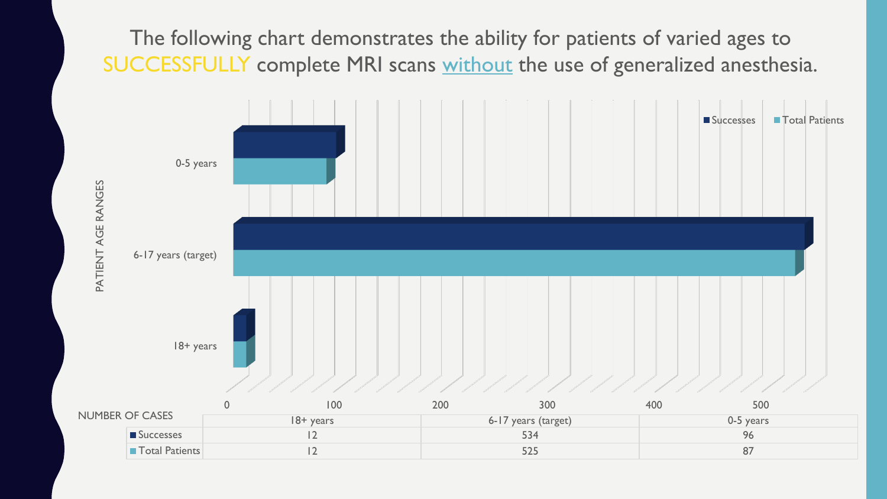# The following chart demonstrates the ability for patients of varied ages to SUCCESSFULLY complete MRI scans without the use of generalized anesthesia.

| NUMBER OF CASES | 18+ years | 6-17 years (target) | 0-5 years |
| --- | --- | --- | --- |
| Successes | 12 | 534 | 96 |
| Total Patients | 12 | 525 | 87 |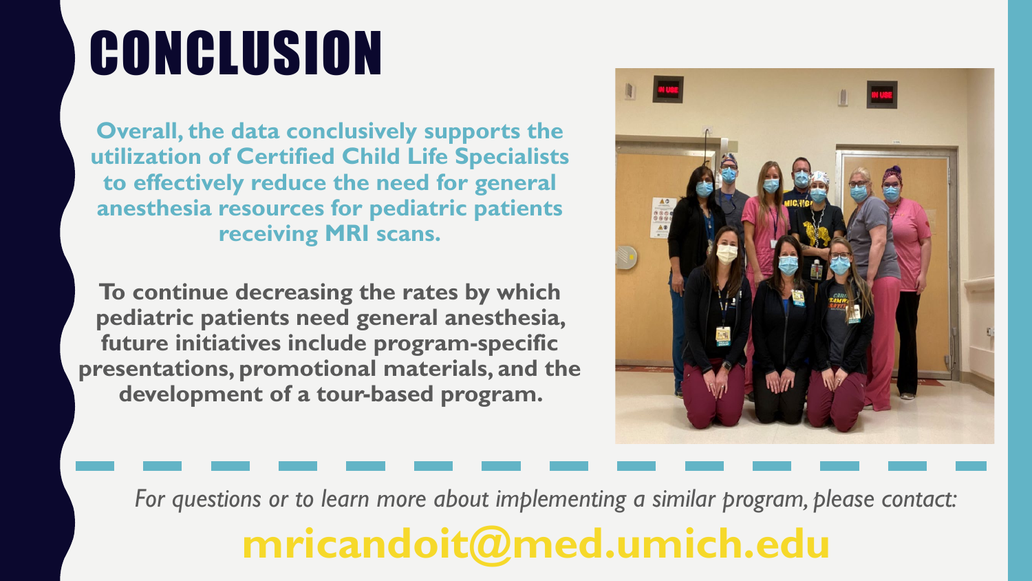# CONCLUSION

**Overall, the data conclusively supports the utilization of Certified Child Life Specialists to effectively reduce the need for general anesthesia resources for pediatric patients receiving MRI scans.**

**To continue decreasing the rates by which pediatric patients need general anesthesia, future initiatives include program-specific presentations, promotional materials, and the development of a tour-based program.**

*For questions or to learn more about implementing a similar program, please contact:*

**mricandoit@med.umich.edu**